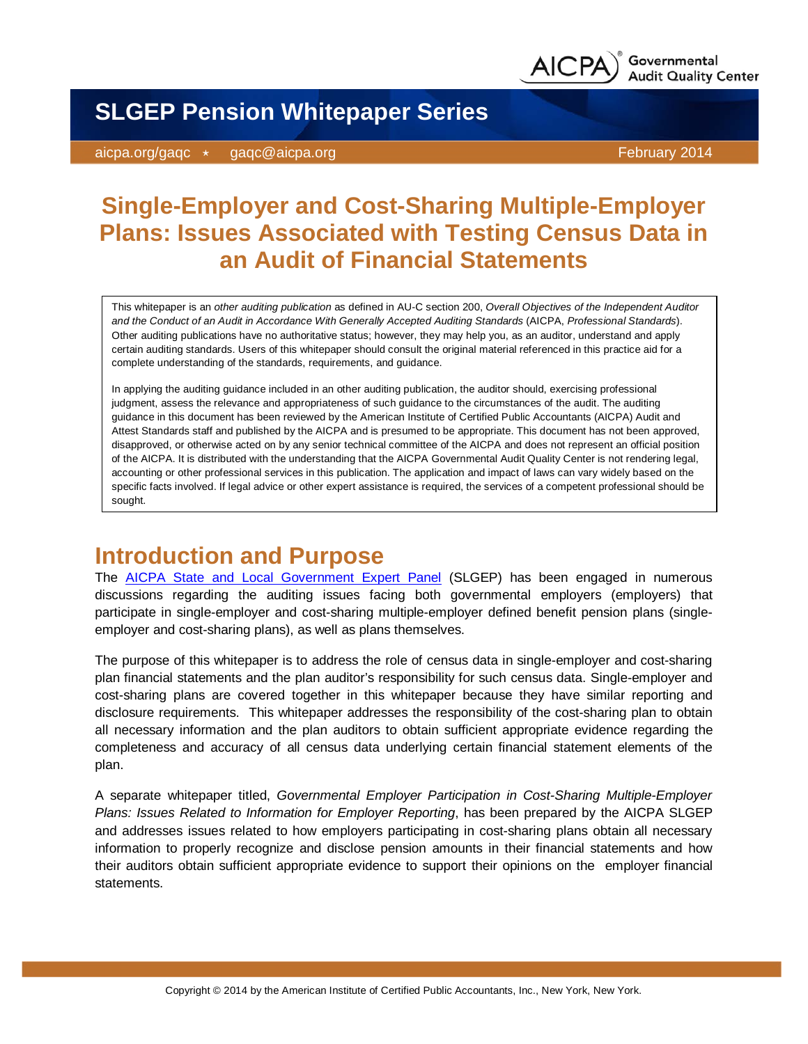# SLGEP Pension Whitepaper Series

aicpa.org/gaqc ⋆ gaqc@aicpa.org February 2014

# Single-Employer and Cost-Sharing Multiple-Employer Plans: Issues Associated with Testing Census Data in an Audit of Financial Statements

This whitepaper is an *other auditing publication* as defined in AU-C section 200, *Overall Objectives of the Independent Auditor and the Conduct of an Audit in Accordance With Generally Accepted Auditing Standards* (AICPA, *Professional Standards*). Other auditing publications have no authoritative status; however, they may help you, as an auditor, understand and apply certain auditing standards. Users of this whitepaper should consult the original material referenced in this practice aid for a complete understanding of the standards, requirements, and guidance.

In applying the auditing guidance included in an other auditing publication, the auditor should, exercising professional judgment, assess the relevance and appropriateness of such guidance to the circumstances of the audit. The auditing guidance in this document has been reviewed by the American Institute of Certified Public Accountants (AICPA) Audit and Attest Standards staff and published by the AICPA and is presumed to be appropriate. This document has not been approved, disapproved, or otherwise acted on by any senior technical committee of the AICPA and does not represent an official position of the AICPA. It is distributed with the understanding that the AICPA Governmental Audit Quality Center is not rendering legal, accounting or other professional services in this publication. The application and impact of laws can vary widely based on the specific facts involved. If legal advice or other expert assistance is required, the services of a competent professional should be sought.

## Introduction and Purpose

The AICPA State and Local Government Expert Panel (SLGEP) has been engaged in numerous discussions regarding the auditing issues facing both governmental employers (employers) that participate in single-employer and cost-sharing multiple-employer defined benefit pension plans (single-employer and cost-sharing plans), as well as plans themselves.

The purpose of this whitepaper is to address the role of census data in single-employer and cost-sharing plan financial statements and the plan auditor's responsibility for such census data. Single-employer and cost-sharing plans are covered together in this whitepaper because they have similar reporting and disclosure requirements. This whitepaper addresses the responsibility of the cost-sharing plan to obtain all necessary information and the plan auditors to obtain sufficient appropriate evidence regarding the completeness and accuracy of all census data underlying certain financial statement elements of the plan.

A separate whitepaper titled, *Governmental Employer Participation in Cost-Sharing Multiple-Employer Plans: Issues Related to Information for Employer Reporting*, has been prepared by the AICPA SLGEP and addresses issues related to how employers participating in cost-sharing plans obtain all necessary information to properly recognize and disclose pension amounts in their financial statements and how their auditors obtain sufficient appropriate evidence to support their opinions on the employer financial statements.

Copyright © 2014 by the American Institute of Certified Public Accountants, Inc., New York, New York.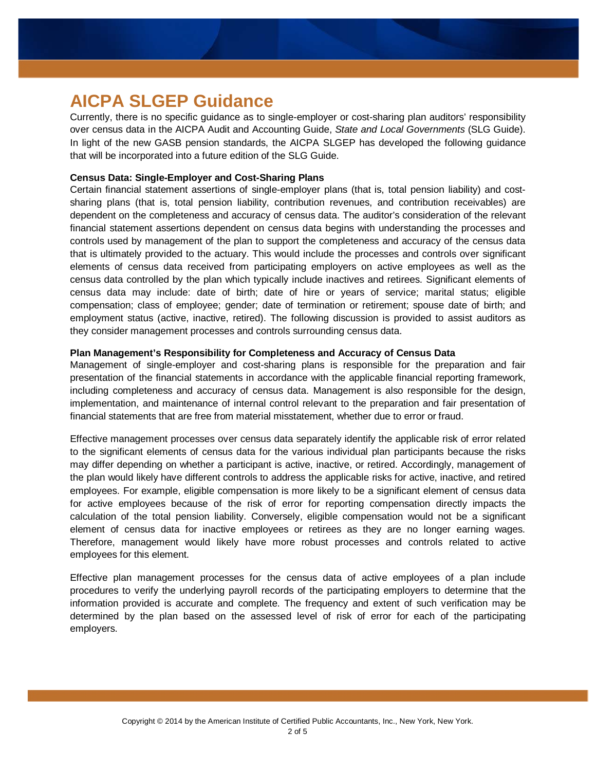# AICPA SLGEP Guidance

Currently, there is no specific guidance as to single-employer or cost-sharing plan auditors' responsibility over census data in the AICPA Audit and Accounting Guide, *State and Local Governments* (SLG Guide). In light of the new GASB pension standards, the AICPA SLGEP has developed the following guidance that will be incorporated into a future edition of the SLG Guide.

**Census Data: Single-Employer and Cost-Sharing Plans**

Certain financial statement assertions of single-employer plans (that is, total pension liability) and cost-sharing plans (that is, total pension liability, contribution revenues, and contribution receivables) are dependent on the completeness and accuracy of census data. The auditor's consideration of the relevant financial statement assertions dependent on census data begins with understanding the processes and controls used by management of the plan to support the completeness and accuracy of the census data that is ultimately provided to the actuary. This would include the processes and controls over significant elements of census data received from participating employers on active employees as well as the census data controlled by the plan which typically include inactives and retirees. Significant elements of census data may include: date of birth; date of hire or years of service; marital status; eligible compensation; class of employee; gender; date of termination or retirement; spouse date of birth; and employment status (active, inactive, retired). The following discussion is provided to assist auditors as they consider management processes and controls surrounding census data.

**Plan Management's Responsibility for Completeness and Accuracy of Census Data**

Management of single-employer and cost-sharing plans is responsible for the preparation and fair presentation of the financial statements in accordance with the applicable financial reporting framework, including completeness and accuracy of census data. Management is also responsible for the design, implementation, and maintenance of internal control relevant to the preparation and fair presentation of financial statements that are free from material misstatement, whether due to error or fraud.

Effective management processes over census data separately identify the applicable risk of error related to the significant elements of census data for the various individual plan participants because the risks may differ depending on whether a participant is active, inactive, or retired. Accordingly, management of the plan would likely have different controls to address the applicable risks for active, inactive, and retired employees. For example, eligible compensation is more likely to be a significant element of census data for active employees because of the risk of error for reporting compensation directly impacts the calculation of the total pension liability. Conversely, eligible compensation would not be a significant element of census data for inactive employees or retirees as they are no longer earning wages. Therefore, management would likely have more robust processes and controls related to active employees for this element.

Effective plan management processes for the census data of active employees of a plan include procedures to verify the underlying payroll records of the participating employers to determine that the information provided is accurate and complete. The frequency and extent of such verification may be determined by the plan based on the assessed level of risk of error for each of the participating employers.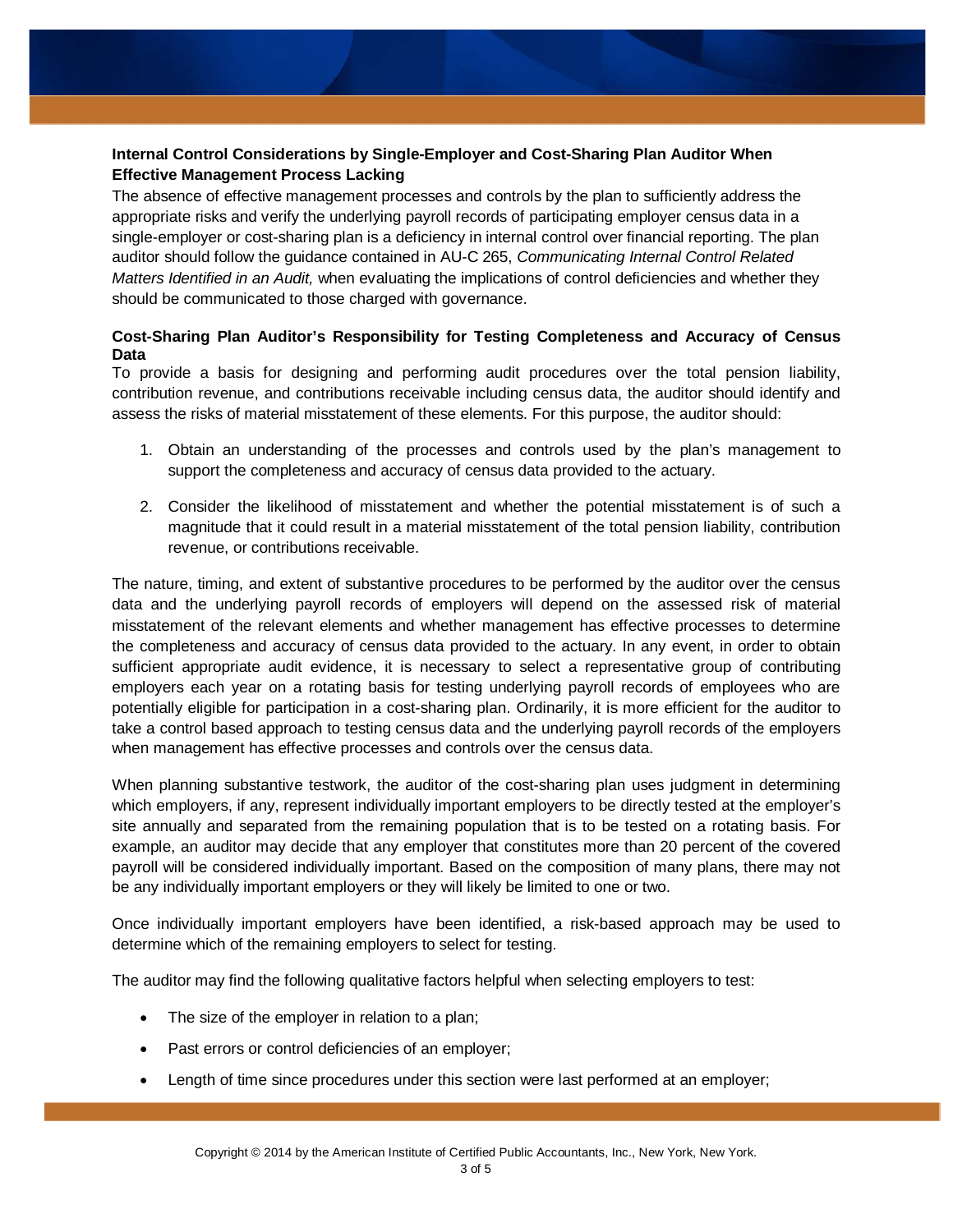**Internal Control Considerations by Single-Employer and Cost-Sharing Plan Auditor When Effective Management Process Lacking**

The absence of effective management processes and controls by the plan to sufficiently address the appropriate risks and verify the underlying payroll records of participating employer census data in a single-employer or cost-sharing plan is a deficiency in internal control over financial reporting. The plan auditor should follow the guidance contained in AU-C 265, *Communicating Internal Control Related Matters Identified in an Audit,* when evaluating the implications of control deficiencies and whether they should be communicated to those charged with governance.

**Cost-Sharing Plan Auditor's Responsibility for Testing Completeness and Accuracy of Census Data**

To provide a basis for designing and performing audit procedures over the total pension liability, contribution revenue, and contributions receivable including census data, the auditor should identify and assess the risks of material misstatement of these elements. For this purpose, the auditor should:

1. Obtain an understanding of the processes and controls used by the plan's management to support the completeness and accuracy of census data provided to the actuary.
2. Consider the likelihood of misstatement and whether the potential misstatement is of such a magnitude that it could result in a material misstatement of the total pension liability, contribution revenue, or contributions receivable.

The nature, timing, and extent of substantive procedures to be performed by the auditor over the census data and the underlying payroll records of employers will depend on the assessed risk of material misstatement of the relevant elements and whether management has effective processes to determine the completeness and accuracy of census data provided to the actuary. In any event, in order to obtain sufficient appropriate audit evidence, it is necessary to select a representative group of contributing employers each year on a rotating basis for testing underlying payroll records of employees who are potentially eligible for participation in a cost-sharing plan. Ordinarily, it is more efficient for the auditor to take a control based approach to testing census data and the underlying payroll records of the employers when management has effective processes and controls over the census data.

When planning substantive testwork, the auditor of the cost-sharing plan uses judgment in determining which employers, if any, represent individually important employers to be directly tested at the employer's site annually and separated from the remaining population that is to be tested on a rotating basis. For example, an auditor may decide that any employer that constitutes more than 20 percent of the covered payroll will be considered individually important. Based on the composition of many plans, there may not be any individually important employers or they will likely be limited to one or two.

Once individually important employers have been identified, a risk-based approach may be used to determine which of the remaining employers to select for testing.

The auditor may find the following qualitative factors helpful when selecting employers to test:

- The size of the employer in relation to a plan;
- Past errors or control deficiencies of an employer;
- Length of time since procedures under this section were last performed at an employer;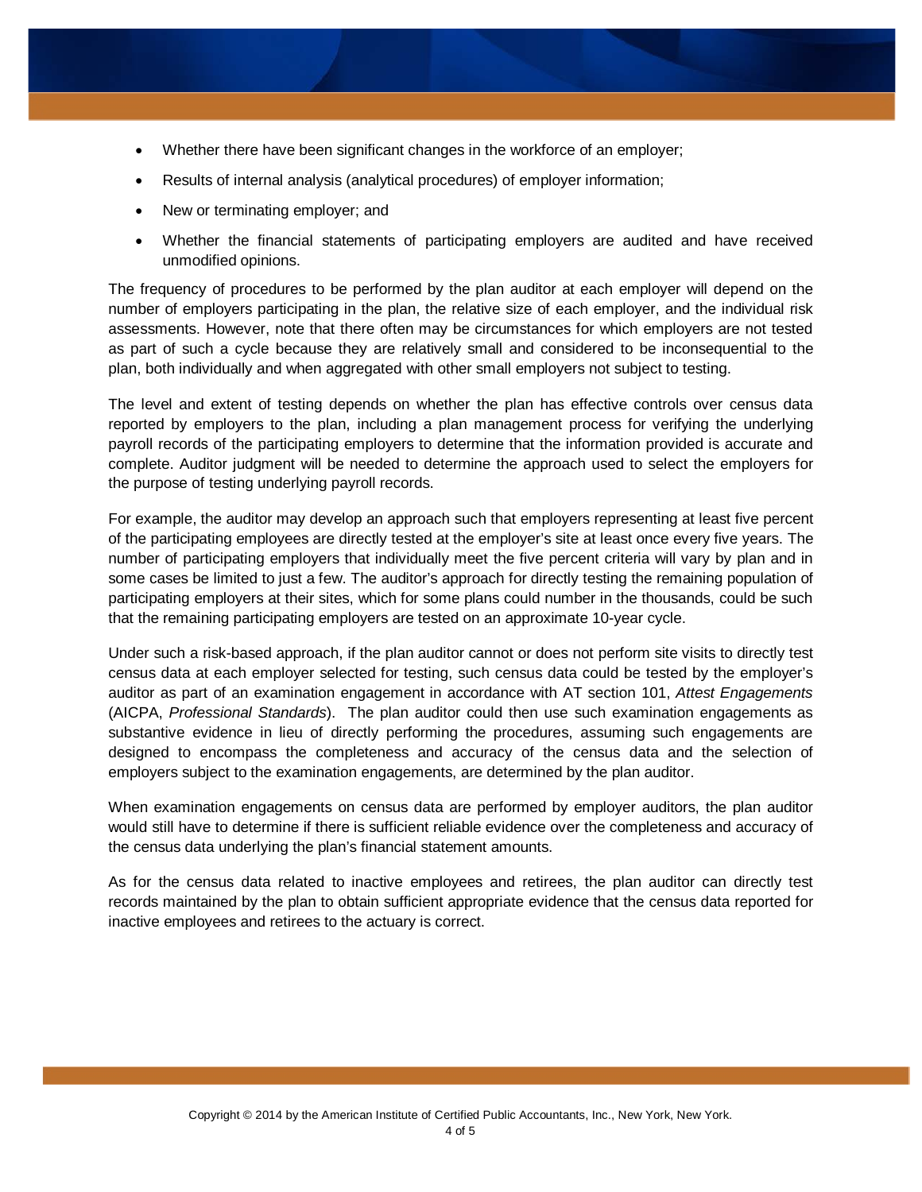- Whether there have been significant changes in the workforce of an employer;
- Results of internal analysis (analytical procedures) of employer information;
- New or terminating employer; and
- Whether the financial statements of participating employers are audited and have received unmodified opinions.

The frequency of procedures to be performed by the plan auditor at each employer will depend on the number of employers participating in the plan, the relative size of each employer, and the individual risk assessments. However, note that there often may be circumstances for which employers are not tested as part of such a cycle because they are relatively small and considered to be inconsequential to the plan, both individually and when aggregated with other small employers not subject to testing.

The level and extent of testing depends on whether the plan has effective controls over census data reported by employers to the plan, including a plan management process for verifying the underlying payroll records of the participating employers to determine that the information provided is accurate and complete. Auditor judgment will be needed to determine the approach used to select the employers for the purpose of testing underlying payroll records.

For example, the auditor may develop an approach such that employers representing at least five percent of the participating employees are directly tested at the employer's site at least once every five years. The number of participating employers that individually meet the five percent criteria will vary by plan and in some cases be limited to just a few. The auditor's approach for directly testing the remaining population of participating employers at their sites, which for some plans could number in the thousands, could be such that the remaining participating employers are tested on an approximate 10-year cycle.

Under such a risk-based approach, if the plan auditor cannot or does not perform site visits to directly test census data at each employer selected for testing, such census data could be tested by the employer's auditor as part of an examination engagement in accordance with AT section 101, *Attest Engagements* (AICPA, *Professional Standards*). The plan auditor could then use such examination engagements as substantive evidence in lieu of directly performing the procedures, assuming such engagements are designed to encompass the completeness and accuracy of the census data and the selection of employers subject to the examination engagements, are determined by the plan auditor.

When examination engagements on census data are performed by employer auditors, the plan auditor would still have to determine if there is sufficient reliable evidence over the completeness and accuracy of the census data underlying the plan's financial statement amounts.

As for the census data related to inactive employees and retirees, the plan auditor can directly test records maintained by the plan to obtain sufficient appropriate evidence that the census data reported for inactive employees and retirees to the actuary is correct.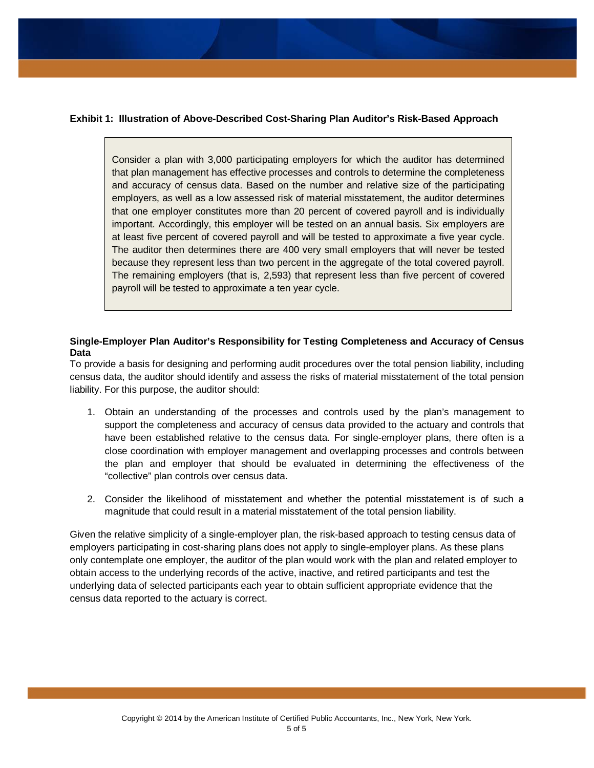**Exhibit 1: Illustration of Above-Described Cost-Sharing Plan Auditor's Risk-Based Approach**

> Consider a plan with 3,000 participating employers for which the auditor has determined that plan management has effective processes and controls to determine the completeness and accuracy of census data. Based on the number and relative size of the participating employers, as well as a low assessed risk of material misstatement, the auditor determines that one employer constitutes more than 20 percent of covered payroll and is individually important. Accordingly, this employer will be tested on an annual basis. Six employers are at least five percent of covered payroll and will be tested to approximate a five year cycle. The auditor then determines there are 400 very small employers that will never be tested because they represent less than two percent in the aggregate of the total covered payroll. The remaining employers (that is, 2,593) that represent less than five percent of covered payroll will be tested to approximate a ten year cycle.

### Single-Employer Plan Auditor's Responsibility for Testing Completeness and Accuracy of Census Data

To provide a basis for designing and performing audit procedures over the total pension liability, including census data, the auditor should identify and assess the risks of material misstatement of the total pension liability. For this purpose, the auditor should:

1. Obtain an understanding of the processes and controls used by the plan's management to support the completeness and accuracy of census data provided to the actuary and controls that have been established relative to the census data. For single-employer plans, there often is a close coordination with employer management and overlapping processes and controls between the plan and employer that should be evaluated in determining the effectiveness of the "collective" plan controls over census data.

2. Consider the likelihood of misstatement and whether the potential misstatement is of such a magnitude that could result in a material misstatement of the total pension liability.

Given the relative simplicity of a single-employer plan, the risk-based approach to testing census data of employers participating in cost-sharing plans does not apply to single-employer plans. As these plans only contemplate one employer, the auditor of the plan would work with the plan and related employer to obtain access to the underlying records of the active, inactive, and retired participants and test the underlying data of selected participants each year to obtain sufficient appropriate evidence that the census data reported to the actuary is correct.

Copyright © 2014 by the American Institute of Certified Public Accountants, Inc., New York, New York.